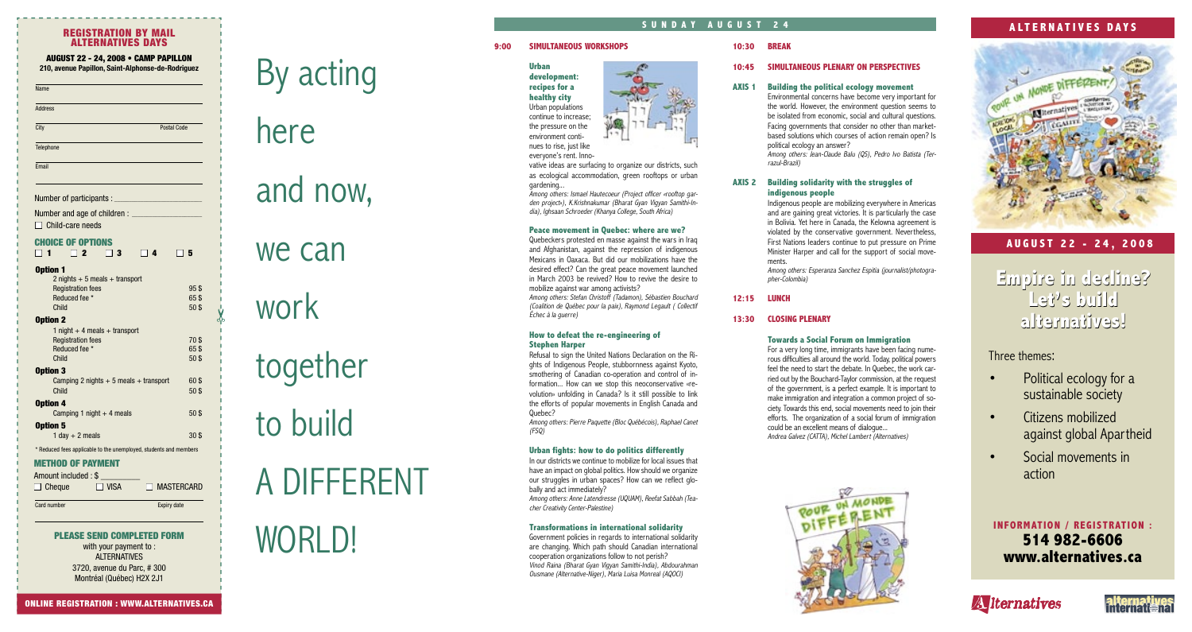## REGISTRATION BY MAIL
## ALTERNATIVES DAYS

**AUGUST 22 - 24, 2008 • CAMP PAPILLON**
**210, avenue Papillon, Saint-Alphonse-de-Rodriguez**

Name

Address

City  Postal Code

Telephone

Email

Number of participants : ____________________

Number and age of children : ________________

☐ Child-care needs

### CHOICE OF OPTIONS

☐ 1 ☐ 2 ☐ 3 ☐ 4 ☐ 5

**Option 1**

| 2 nights + 5 meals + transport | |
|---|---|
| Registration fees | 95 $ |
| Reduced fee * | 65 $ |
| Child | 50 $ |

**Option 2**

| 1 night + 4 meals + transport | |
|---|---|
| Registration fees | 70 $ |
| Reduced fee * | 65 $ |
| Child | 50 $ |

**Option 3**

| Camping 2 nights + 5 meals + transport | 60 $ |
|---|---|
| Child | 50 $ |

**Option 4**

| Camping 1 night + 4 meals | 50 $ |
|---|---|

**Option 5**

| 1 day + 2 meals | 30 $ |
|---|---|

* Reduced fees applicable to the unemployed, students and members

### METHOD OF PAYMENT

Amount included : $ __________

☐ Cheque ☐ VISA ☐ MASTERCARD

Card number  Expiry date

### PLEASE SEND COMPLETED FORM

with your payment to :
ALTERNATIVES
3720, avenue du Parc, # 300
Montréal (Québec) H2X 2J1

**ONLINE REGISTRATION : WWW.ALTERNATIVES.CA**

# By acting here and now, we can work together to build A DIFFERENT WORLD!

## SUNDAY AUGUST 24

### 9:00 SIMULTANEOUS WORKSHOPS

**Urban development: recipes for a healthy city**

Urban populations continue to increase; the pressure on the environment continues to rise, just like everyone's rent. Innovative ideas are surfacing to organize our districts, such as ecological accommodation, green rooftops or urban gardening...

*Among others: Ismael Hautecoeur (Project officer «rooftop garden project»), K.Krishnakumar (Bharat Gyan Vigyan Samithi-India), Ighsaan Schroeder (Khanya College, South Africa)*

**Peace movement in Quebec: where are we?**

Quebeckers protested en masse against the wars in Iraq and Afghanistan, against the repression of indigenous Mexicans in Oaxaca. But did our mobilizations have the desired effect? Can the great peace movement launched in March 2003 be revived? How to revive the desire to mobilize against war among activists?

*Among others: Stefan Christoff (Tadamon), Sébastien Bouchard (Coalition de Québec pour la paix), Raymond Legault ( Collectif Échec à la guerre)*

**How to defeat the re-engineering of Stephen Harper**

Refusal to sign the United Nations Declaration on the Rights of Indigenous People, stubbornness against Kyoto, smothering of Canadian co-operation and control of information... How can we stop this neoconservative «revolution» unfolding in Canada? Is it still possible to link the efforts of popular movements in English Canada and Quebec?

*Among others: Pierre Paquette (Bloc Québécois), Raphael Canet (FSQ)*

**Urban fights: how to do politics differently**

In our districts we continue to mobilize for local issues that have an impact on global politics. How should we organize our struggles in urban spaces? How can we reflect globally and act immediately?

*Among others: Anne Latendresse (UQUAM), Reefat Sabbah (Teacher Creativity Center-Palestine)*

**Transformations in international solidarity**

Government policies in regards to international solidarity are changing. Which path should Canadian international cooperation organizations follow to not perish?

*Vinod Raina (Bharat Gyan Vigyan Samithi-India), Abdourahman Ousmane (Alternative-Niger), Maria Luisa Monreal (AQOCI)*

### 10:30 BREAK

### 10:45 SIMULTANEOUS PLENARY ON PERSPECTIVES

**AXIS 1 Building the political ecology movement**

Environmental concerns have become very important for the world. However, the environment question seems to be isolated from economic, social and cultural questions. Facing governments that consider no other than market-based solutions which courses of action remain open? Is political ecology an answer?

*Among others: Jean-Claude Balu (QS), Pedro Ivo Batista (Terrazul-Brazil)*

**AXIS 2 Building solidarity with the struggles of indigenous people**

Indigenous people are mobilizing everywhere in Americas and are gaining great victories. It is particularly the case in Bolivia. Yet here in Canada, the Kelowna agreement is violated by the conservative government. Nevertheless, First Nations leaders continue to put pressure on Prime Minister Harper and call for the support of social movements.

*Among others: Esperanza Sanchez Espitia (journalist/photographer-Colombia)*

### 12:15 LUNCH

### 13:30 CLOSING PLENARY

**Towards a Social Forum on Immigration**

For a very long time, immigrants have been facing numerous difficulties all around the world. Today, political powers feel the need to start the debate. In Quebec, the work carried out by the Bouchard-Taylor commission, at the request of the government, is a perfect example. It is important to make immigration and integration a common project of society. Towards this end, social movements need to join their efforts. The organization of a social forum of immigration could be an excellent means of dialogue...

*Andrea Galvez (CATTA), Michel Lambert (Alternatives)*

## ALTERNATIVES DAYS

## AUGUST 22 - 24, 2008

# Empire in decline? Let's build alternatives!

Three themes:

- Political ecology for a sustainable society
- Citizens mobilized against global Apartheid
- Social movements in action

**INFORMATION / REGISTRATION :**
**514 982-6606**
**www.alternatives.ca**

Alternatives

alternatives international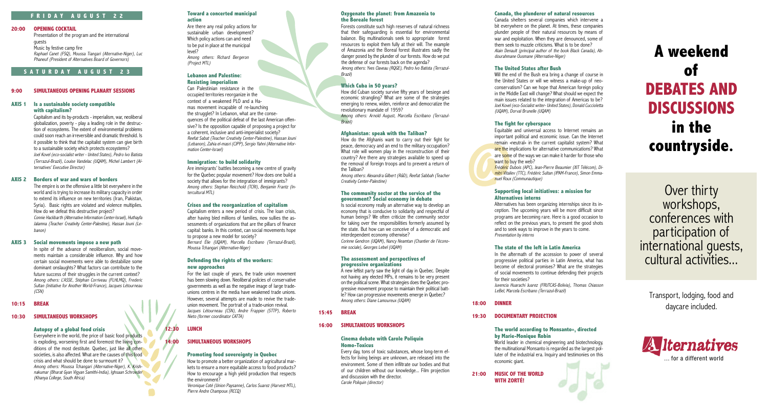## FRIDAY AUGUST 22

### 20:00 OPENING COCKTAIL

Presentation of the program and the international guests

Music by festive camp fire

*Raphael Canet (FSQ), Moussa Tiangari (Alternative-Niger), Luc Phaneuf (President of Alternatives Board of Governors)*

## SATURDAY AUGUST 23

### 9:00 SIMULTANEOUS OPENING PLANARY SESSIONS

#### AXIS 1 Is a sustainable society compatible with capitalism?

Capitalism and its by-products - imperialism, war, neoliberal globalization, poverty - play a leading role in the destruction of ecosystems. The extent of environmental problems could soon reach an irreversible and dramatic threshold. Is it possible to think that the capitalist system can give birth to a sustainable society which protects ecosystems?

*Joel Kovel (eco-socialist writer - United States), Pedro Ivo Batista (Terrazul-Brazil), Louise Vandelac (UQAM), Michel Lambert (Alternatives' Executive Director)*

#### AXIS 2 Borders of war and wars of borders

The empire is on the offensive a little bit everywhere in the world and is trying to increase its military capacity in order to extend its influence on new territories (Iran, Pakistan, Syria). Basic rights are violated and violence multiplies. How do we defeat this destructive project?

*Connie Hackbarth (Alternative Information Center-Israel), Huthayfa Jalamna (Teacher Creativity Center-Palestine), Hassan Jouni (Lebanon)*

#### AXIS 3 Social movements impose a new path

In spite of the advance of neoliberalism, social movements maintain a considerable influence. Why and how certain social movements were able to destabilize some dominant onslaughts? What factors can contribute to the future success of their struggles in the current context?

*Among others: L'ASSE, Stéphan Corriveau (FLHLMQ), Frederic Sultan (Initiative for Another World-France), Jacques Létourneau (CSN)*

### 10:15 BREAK

### 10:30 SIMULTANEOUS WORKSHOPS

#### Autopsy of a global food crisis

Everywhere in the world, the price of basic food products is exploding, worsening first and foremost the living conditions of the most destitute. Quebec, just like all other societies, is also affected. What are the causes of this food crisis and what should be done to surmount it?

*Among others: Moussa Tchangari (Alternative-Niger), K. Krishnakumar (Bharat Gyan Vigyan Samithi-India), Ighsaan Schroeder (Khanya College, South Africa)*

#### Toward a concerted municipal action

Are there any real policy actions for sustainable urban development? Which policy actions can and need to be put in place at the municipal level?

*Among others: Richard Bergeron (Project MTL)*

#### Lebanon and Palestine: Resisting imperialism

Can Palestinian resistance in the occupied territories reorganize in the context of a weakened PLO and a Hamas movement incapable of re-launching the struggle? In Lebanon, what are the consequences of the political defeat of the last American offensive? Is the opposition capable of proposing a project for a coherent, inclusive and anti-imperialist society?

*Reefat Sabat (Teacher Creativity Center-Palestine), Hassan Jouni (Lebanon), Zaha el-masri (CIPP), Sergio Yahni (Alternative Information Center-Israel)*

#### Immigration: to build solidarity

Are immigrants' battles becoming a new centre of gravity for the Quebec popular movement? How does one build a society that allows for the integration of immigrants?

*Among others: Stephan Reicchold (TCRI), Benjamin Frantz (Intercultural MTL)*

#### Crises and the reorganization of capitalism

Capitalism enters a new period of crisis. The loan crisis, after having bled millions of families, now sullies the assessments of organizations that are the pillars of finance capital: banks. In this context, can social movements hope to propose a new model for society?

*Bernard Élie (UQAM), Marcella Escribano (Terrazul-Brazil), Moussa Tchangari (Alternative-Niger)*

#### Defending the rights of the workers: new approaches

For the last couple of years, the trade union movement has been slowing down. Neoliberal policies of conservative governments as well as the negative image of large trade-unions centres in the media have weakened trade unions. However, several attempts are made to revive the trade-union movement. The portrait of a trade-union revival.

*Jacques Létourneau (CSN), Andre Frappier (STTP), Roberto Nieto (former coordinator CATTA)*

### 12:30 LUNCH

### 14:00 SIMULTANEOUS WORKSHOPS

#### Promoting food sovereignty in Quebec

How to promote a better organization of agricultural markets to ensure a more equitable access to food products? How to encourage a high yield production that respects the environment?

*Veronique Coté (Union Paysanne), Carlos Suarez (Harvest MTL), Pierre Andre Champoux (RCCQ)*

#### Oxygenate the planet: from Amazonia to the Boreale forest

Forests constitute such high reserves of natural richness that their safeguarding is essential for environmental balance. Big multinationals seek to appropriate forest resources to exploit them fully at their will. The example of Amazonia and the Boreal forest illustrates sadly the danger posed by the plunder of our forests. How do we put the defense of our forests back on the agenda?

*Among others: Yves Daveau (RQGE), Pedro Ivo Batista (Terrazul-Brazil)*

#### Which Cuba in 50 years?

How did Cuban society survive fifty years of besiege and economic strangling? What are some of the strategies emerging to renew, widen, reinforce and democratize the revolutionary mandate of 1959?

*Among others: Arnold August, Marcella Escribano (Terrazul-Brazil)*

#### Afghanistan: speak with the Taliban?

How do the Afghanis want to carry out their fight for peace, democracy and an end to the military occupation? What role will women play in the reconstruction of their country? Are there any strategies available to speed up the removal of foreign troops and to prevent a return of the Taliban?

*Among others: Alexandra Gilbert (R&D), Reefat Sabbah (Teacher Creativity Center-Palestine)*

#### The community sector at the service of the government? Social economy in debate

Is social economy really an alternative way to develop an economy that is conducive to solidarity and respectful of human beings? We often criticize the community sector for taking over the responsibilities formerly assumed by the state. But how can we conceive of a democratic and interdependent economy otherwise?

*Corinne Gendron (UQAM), Nancy Neamtan (Chantier de l'économie sociale), Georges Lebel (UQAM)*

#### The assessment and perspectives of progressive organizations

A new leftist party saw the light of day in Quebec. Despite not having any elected MPs, it remains to be very present on the political scene. What strategies does the Quebec progressive movement propose to maintain their political battle? How can progressive movements emerge in Quebec?

*Among others: Diane Lamoureux (UQAM)*

### 15:45 BREAK

### 16:00 SIMULTANEOUS WORKSHOPS

#### Cinema debate with Carole Poliquin Homo-Toxicus

Every day, tons of toxic substances, whose long-term effects for living beings are unknown, are released into the environment. Some of them infiltrate our bodies and that of our children without our knowledge... Film projection and discussion with the director.

*Carole Poliquin (director)*

#### Canada, the plunderer of natural resources

Canada shelters several companies which intervene a bit everywhere on the planet. At times, these companies plunder people of their natural resources by means of war and exploitation. When they are denounced, some of them seek to muzzle criticisms. What is to be done?

*Alain Denault (principal author of the book Black Canada), Abdourahmane Ousmane (Alternative-Niger)*

#### The United States after Bush

Will the end of the Bush era bring a change of course in the United States or will we witness a make-up of neo-conservatism? Can we hope that American foreign policy in the Middle East will change? What should we expect the main issues related to the integration of Americas to be?

*Joel Kovel (eco-Socialist writer- United States), Donald Cuccioletta (UQAM), Dorval Brunelle (UQAM)*

#### The fight for cyberspace

Equitable and universal access to Internet remains an important political and economic issue. Can the Internet remain «neutral» in the current capitalist system? What are the implications for alternative communications? What are some of the ways we can make it harder for those who want to buy the web?

*Frédéric Dubois (APC), Jean-Pierre Beaumier (XIT Télécom), Dimitri Vitaliev (TTC), Frédéric Sultan (IPAM-France), Simon Emmanuel Roux (Communautique)*

#### Supporting local initiatives: a mission for Alternatives interns

Alternatives has been organizing internships since its inception. The upcoming years will be more difficult since programs are becoming rare. Here is a good occasion to reflect on the previous years, to present the good shots and to seek ways to improve in the years to come.

*Presentation by interns*

#### The state of the left in Latin America

In the aftermath of the accession to power of several progressive political parties in Latin America, what has become of electoral promises? What are the strategies of social movements to continue defending their projects for their societies?

*Juvencia Huarachi Juarez (FRUTCAS-Bolivia), Thomas Chiasson LeBel, Marcela Escribano (Terrazul-Brazil)*

### 18:00 DINNER

### 19:30 DOCUMENTARY PROJECTION

#### The world according to Monsanto», directed by Marie-Monique Robin

World leader in chemical engineering and biotechnology, the multinational Monsanto is regarded as the largest polluter of the industrial era. Inquiry and testimonies on this economic giant.

### 21:00 MUSIC OF THE WORLD WITH ZORTÉ!

# A weekend of DEBATES AND DISCUSSIONS in the countryside.

Over thirty workshops, conferences with participation of international guests, cultural activities...

Transport, lodging, food and daycare included.

Alternatives
... for a different world